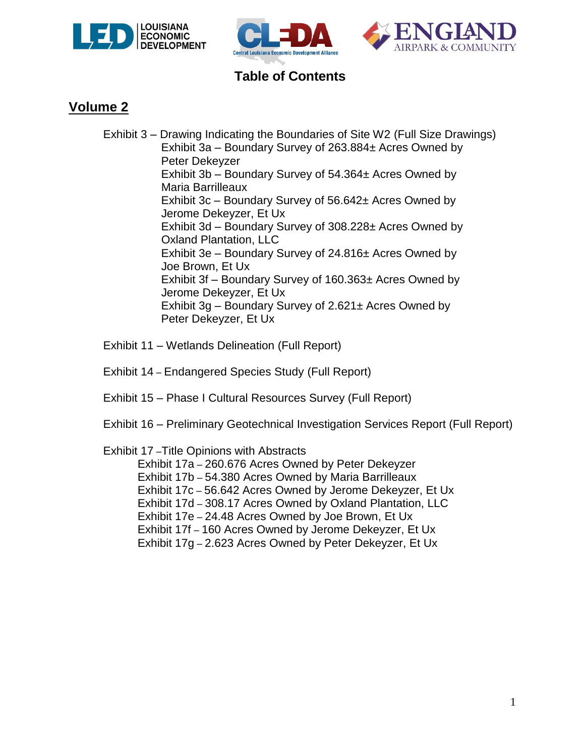# Table of Contents

## Volume 2

- Exhibit 3 – Drawing Indicating the Boundaries of Site W2 (Full Size Drawings)
  - Exhibit 3a – Boundary Survey of 263.884± Acres Owned by Peter Dekeyzer
  - Exhibit 3b – Boundary Survey of 54.364± Acres Owned by Maria Barrilleaux
  - Exhibit 3c – Boundary Survey of 56.642± Acres Owned by Jerome Dekeyzer, Et Ux
  - Exhibit 3d – Boundary Survey of 308.228± Acres Owned by Oxland Plantation, LLC
  - Exhibit 3e – Boundary Survey of 24.816± Acres Owned by Joe Brown, Et Ux
  - Exhibit 3f – Boundary Survey of 160.363± Acres Owned by Jerome Dekeyzer, Et Ux
  - Exhibit 3g – Boundary Survey of 2.621± Acres Owned by Peter Dekeyzer, Et Ux

- Exhibit 11 – Wetlands Delineation (Full Report)

- Exhibit 14 – Endangered Species Study (Full Report)

- Exhibit 15 – Phase I Cultural Resources Survey (Full Report)

- Exhibit 16 – Preliminary Geotechnical Investigation Services Report (Full Report)

- Exhibit 17 – Title Opinions with Abstracts
  - Exhibit 17a – 260.676 Acres Owned by Peter Dekeyzer
  - Exhibit 17b – 54.380 Acres Owned by Maria Barrilleaux
  - Exhibit 17c – 56.642 Acres Owned by Jerome Dekeyzer, Et Ux
  - Exhibit 17d – 308.17 Acres Owned by Oxland Plantation, LLC
  - Exhibit 17e – 24.48 Acres Owned by Joe Brown, Et Ux
  - Exhibit 17f – 160 Acres Owned by Jerome Dekeyzer, Et Ux
  - Exhibit 17g – 2.623 Acres Owned by Peter Dekeyzer, Et Ux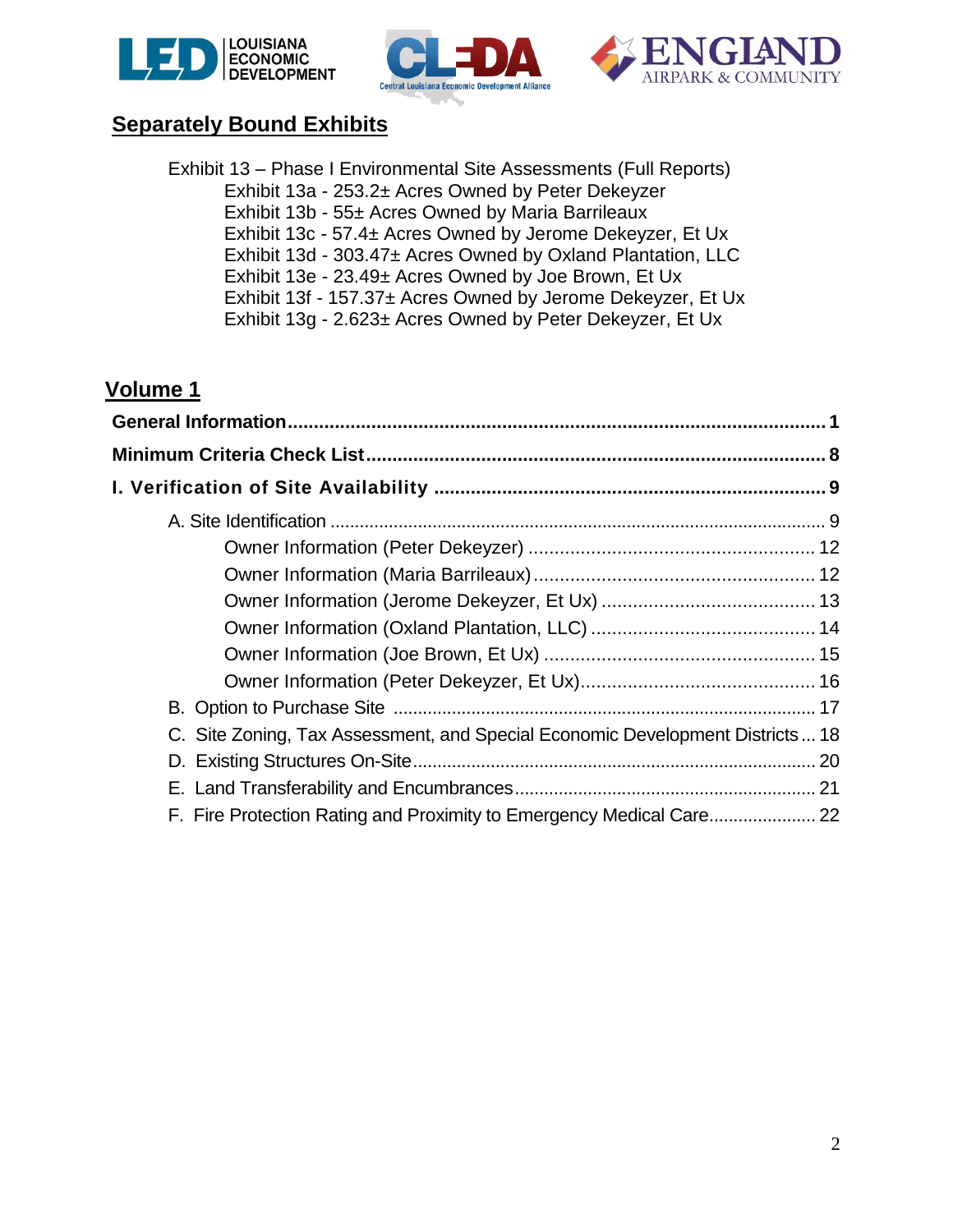## Separately Bound Exhibits

Exhibit 13 – Phase I Environmental Site Assessments (Full Reports)
- Exhibit 13a - 253.2± Acres Owned by Peter Dekeyzer
- Exhibit 13b - 55± Acres Owned by Maria Barrileaux
- Exhibit 13c - 57.4± Acres Owned by Jerome Dekeyzer, Et Ux
- Exhibit 13d - 303.47± Acres Owned by Oxland Plantation, LLC
- Exhibit 13e - 23.49± Acres Owned by Joe Brown, Et Ux
- Exhibit 13f - 157.37± Acres Owned by Jerome Dekeyzer, Et Ux
- Exhibit 13g - 2.623± Acres Owned by Peter Dekeyzer, Et Ux

## Volume 1

**General Information** ........................................................................................ **1**

**Minimum Criteria Check List** ........................................................................... **8**

**I. Verification of Site Availability** ...................................................................... **9**

- A. Site Identification ......................................................................................... 9
  - Owner Information (Peter Dekeyzer) ........................................................ 12
  - Owner Information (Maria Barrileaux) ....................................................... 12
  - Owner Information (Jerome Dekeyzer, Et Ux) .......................................... 13
  - Owner Information (Oxland Plantation, LLC) ............................................ 14
  - Owner Information (Joe Brown, Et Ux) ..................................................... 15
  - Owner Information (Peter Dekeyzer, Et Ux) .............................................. 16
- B. Option to Purchase Site ................................................................................ 17
- C. Site Zoning, Tax Assessment, and Special Economic Development Districts ... 18
- D. Existing Structures On-Site ........................................................................... 20
- E. Land Transferability and Encumbrances ....................................................... 21
- F. Fire Protection Rating and Proximity to Emergency Medical Care ................. 22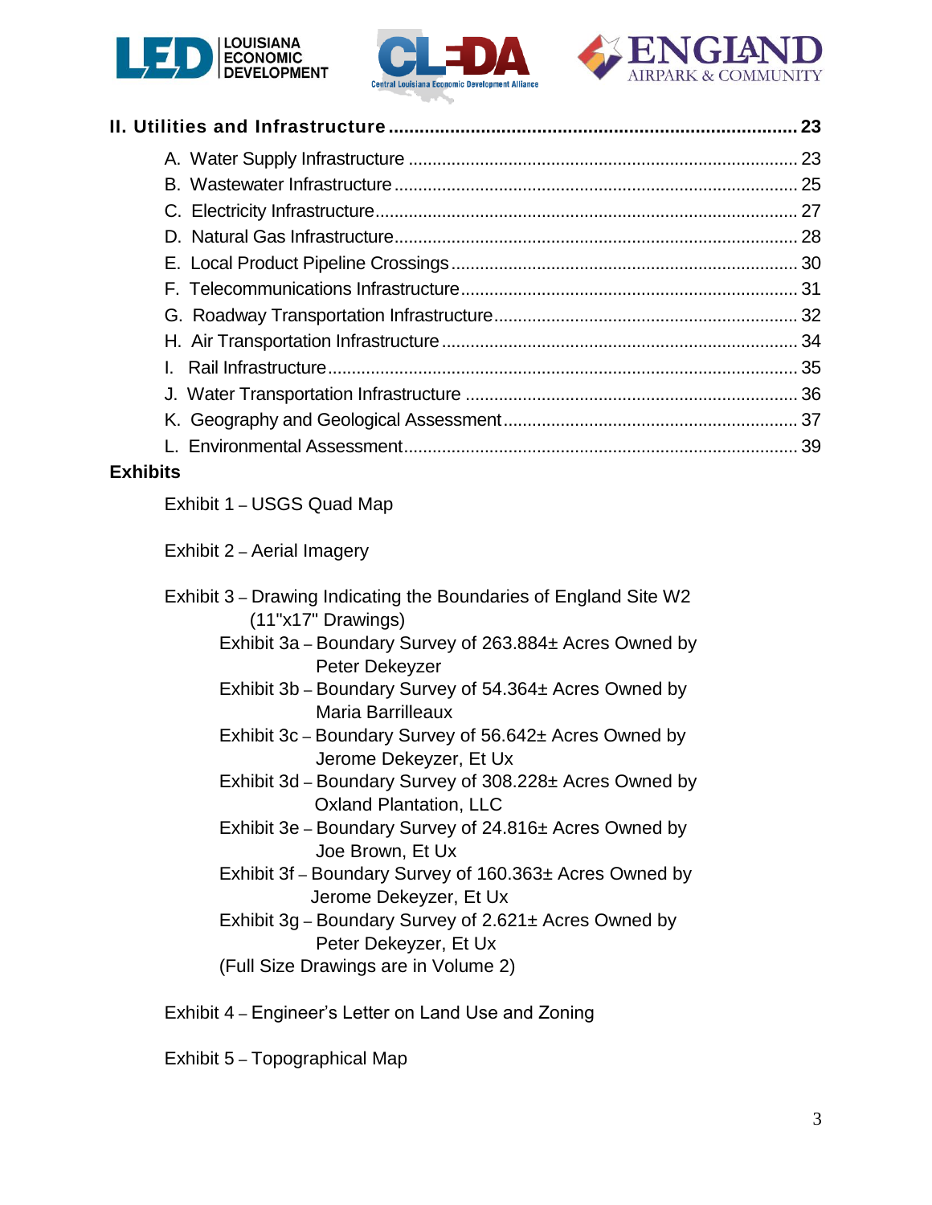**II. Utilities and Infrastructure ..................................................................... 23**

- A. Water Supply Infrastructure ..................................................................... 23
- B. Wastewater Infrastructure ..................................................................... 25
- C. Electricity Infrastructure ..................................................................... 27
- D. Natural Gas Infrastructure ..................................................................... 28
- E. Local Product Pipeline Crossings ..................................................................... 30
- F. Telecommunications Infrastructure ..................................................................... 31
- G. Roadway Transportation Infrastructure ..................................................................... 32
- H. Air Transportation Infrastructure ..................................................................... 34
- I. Rail Infrastructure ..................................................................... 35
- J. Water Transportation Infrastructure ..................................................................... 36
- K. Geography and Geological Assessment ..................................................................... 37
- L. Environmental Assessment ..................................................................... 39

**Exhibits**

Exhibit 1 – USGS Quad Map

Exhibit 2 – Aerial Imagery

Exhibit 3 – Drawing Indicating the Boundaries of England Site W2 (11"x17" Drawings)

- Exhibit 3a – Boundary Survey of 263.884± Acres Owned by Peter Dekeyzer
- Exhibit 3b – Boundary Survey of 54.364± Acres Owned by Maria Barrilleaux
- Exhibit 3c – Boundary Survey of 56.642± Acres Owned by Jerome Dekeyzer, Et Ux
- Exhibit 3d – Boundary Survey of 308.228± Acres Owned by Oxland Plantation, LLC
- Exhibit 3e – Boundary Survey of 24.816± Acres Owned by Joe Brown, Et Ux
- Exhibit 3f – Boundary Survey of 160.363± Acres Owned by Jerome Dekeyzer, Et Ux
- Exhibit 3g – Boundary Survey of 2.621± Acres Owned by Peter Dekeyzer, Et Ux
- (Full Size Drawings are in Volume 2)

Exhibit 4 – Engineer's Letter on Land Use and Zoning

Exhibit 5 – Topographical Map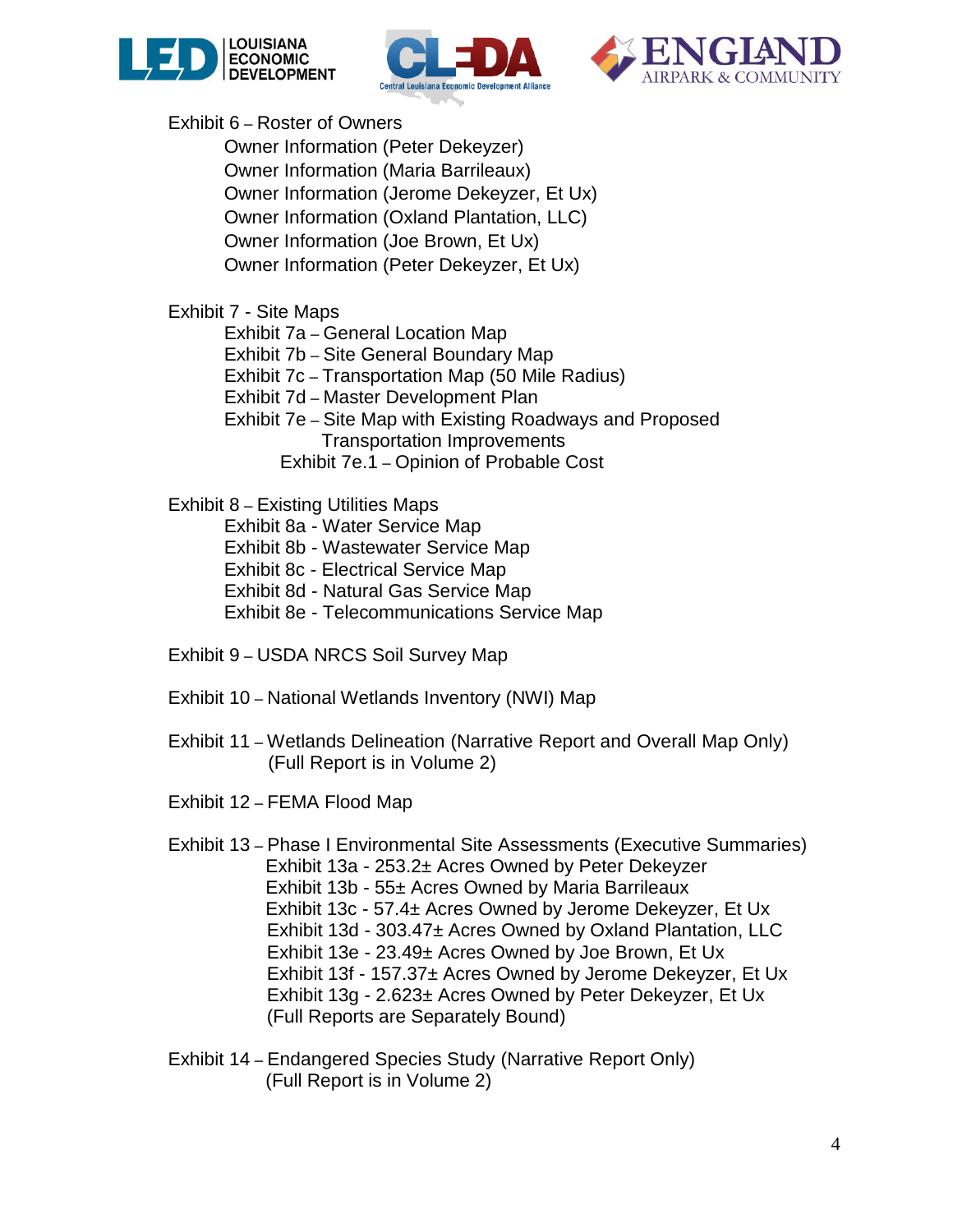Exhibit 6 – Roster of Owners

- Owner Information (Peter Dekeyzer)
- Owner Information (Maria Barrileaux)
- Owner Information (Jerome Dekeyzer, Et Ux)
- Owner Information (Oxland Plantation, LLC)
- Owner Information (Joe Brown, Et Ux)
- Owner Information (Peter Dekeyzer, Et Ux)

Exhibit 7 - Site Maps

- Exhibit 7a – General Location Map
- Exhibit 7b – Site General Boundary Map
- Exhibit 7c – Transportation Map (50 Mile Radius)
- Exhibit 7d – Master Development Plan
- Exhibit 7e – Site Map with Existing Roadways and Proposed Transportation Improvements
  - Exhibit 7e.1 – Opinion of Probable Cost

Exhibit 8 – Existing Utilities Maps

- Exhibit 8a - Water Service Map
- Exhibit 8b - Wastewater Service Map
- Exhibit 8c - Electrical Service Map
- Exhibit 8d - Natural Gas Service Map
- Exhibit 8e - Telecommunications Service Map

Exhibit 9 – USDA NRCS Soil Survey Map

Exhibit 10 – National Wetlands Inventory (NWI) Map

Exhibit 11 – Wetlands Delineation (Narrative Report and Overall Map Only) (Full Report is in Volume 2)

Exhibit 12 – FEMA Flood Map

Exhibit 13 – Phase I Environmental Site Assessments (Executive Summaries)

- Exhibit 13a - 253.2± Acres Owned by Peter Dekeyzer
- Exhibit 13b - 55± Acres Owned by Maria Barrileaux
- Exhibit 13c - 57.4± Acres Owned by Jerome Dekeyzer, Et Ux
- Exhibit 13d - 303.47± Acres Owned by Oxland Plantation, LLC
- Exhibit 13e - 23.49± Acres Owned by Joe Brown, Et Ux
- Exhibit 13f - 157.37± Acres Owned by Jerome Dekeyzer, Et Ux
- Exhibit 13g - 2.623± Acres Owned by Peter Dekeyzer, Et Ux

(Full Reports are Separately Bound)

Exhibit 14 – Endangered Species Study (Narrative Report Only) (Full Report is in Volume 2)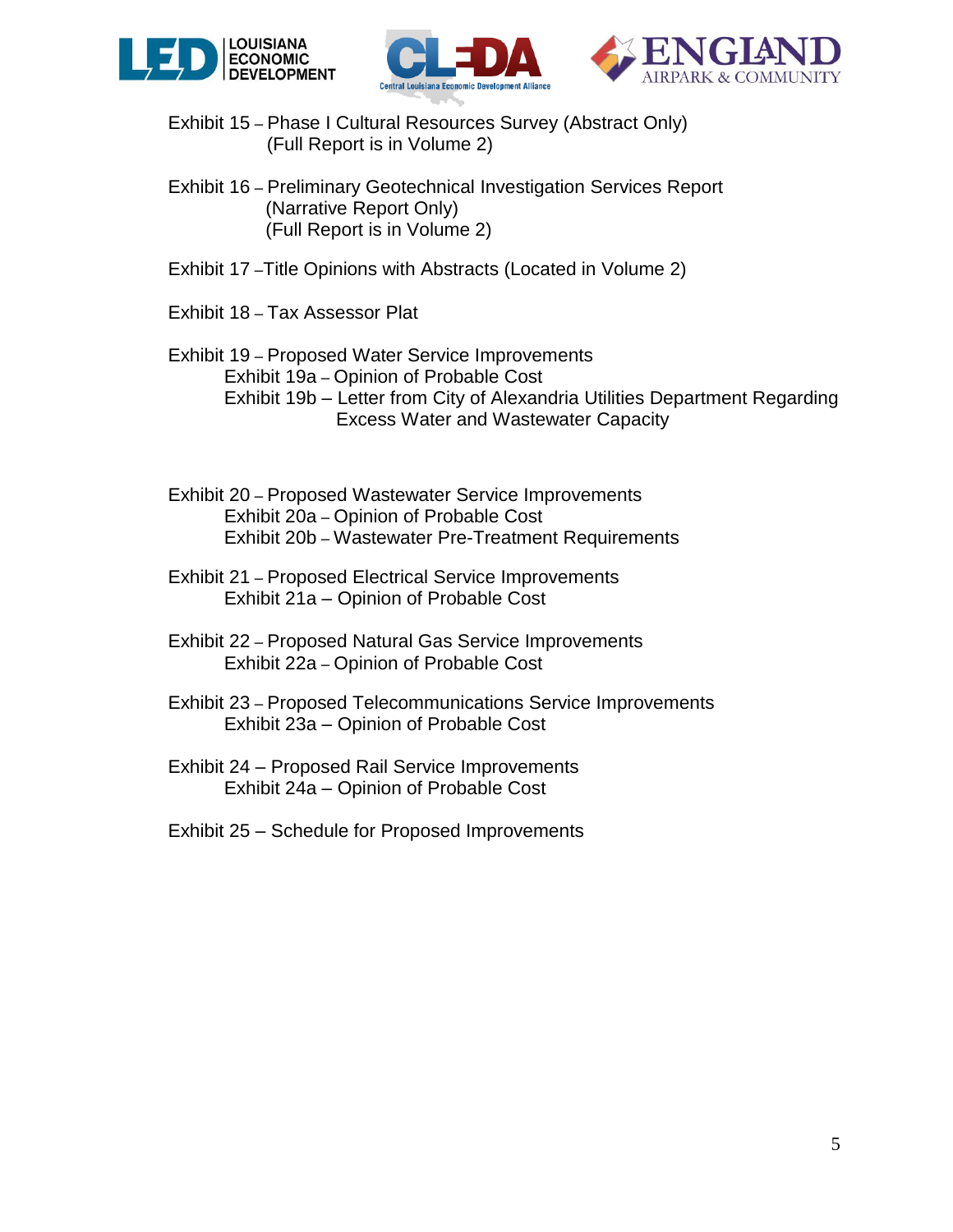Exhibit 15 – Phase I Cultural Resources Survey (Abstract Only)
(Full Report is in Volume 2)

Exhibit 16 – Preliminary Geotechnical Investigation Services Report
(Narrative Report Only)
(Full Report is in Volume 2)

Exhibit 17 –Title Opinions with Abstracts (Located in Volume 2)

Exhibit 18 – Tax Assessor Plat

Exhibit 19 – Proposed Water Service Improvements
- Exhibit 19a – Opinion of Probable Cost
- Exhibit 19b – Letter from City of Alexandria Utilities Department Regarding Excess Water and Wastewater Capacity

Exhibit 20 – Proposed Wastewater Service Improvements
- Exhibit 20a – Opinion of Probable Cost
- Exhibit 20b – Wastewater Pre-Treatment Requirements

Exhibit 21 – Proposed Electrical Service Improvements
- Exhibit 21a – Opinion of Probable Cost

Exhibit 22 – Proposed Natural Gas Service Improvements
- Exhibit 22a – Opinion of Probable Cost

Exhibit 23 – Proposed Telecommunications Service Improvements
- Exhibit 23a – Opinion of Probable Cost

Exhibit 24 – Proposed Rail Service Improvements
- Exhibit 24a – Opinion of Probable Cost

Exhibit 25 – Schedule for Proposed Improvements